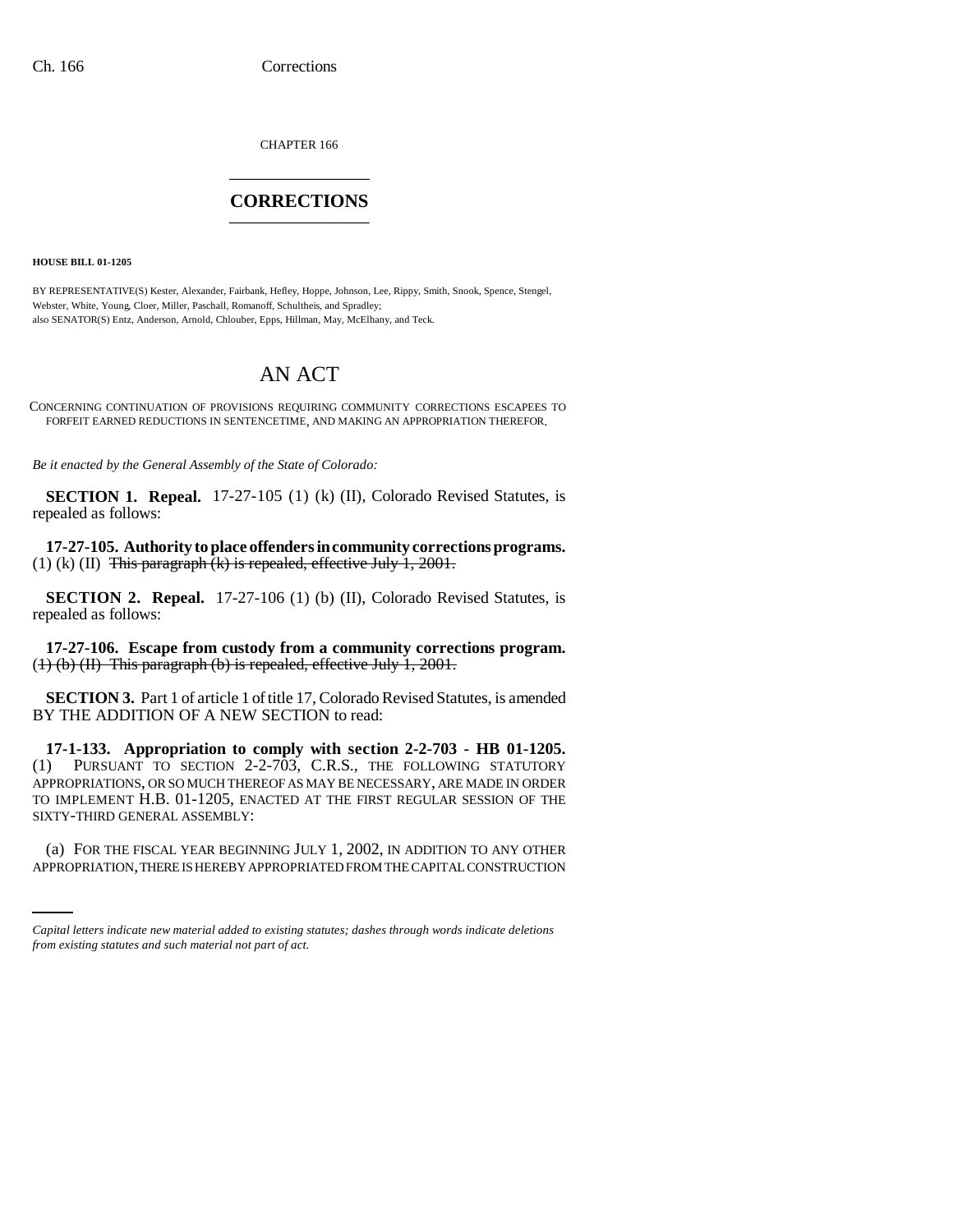CHAPTER 166

# CORRECTIONS

**HOUSE BILL 01-1205**

BY REPRESENTATIVE(S) Kester, Alexander, Fairbank, Hefley, Hoppe, Johnson, Lee, Rippy, Smith, Snook, Spence, Stengel, Webster, White, Young, Cloer, Miller, Paschall, Romanoff, Schultheis, and Spradley;
also SENATOR(S) Entz, Anderson, Arnold, Chlouber, Epps, Hillman, May, McElhany, and Teck.

# AN ACT

CONCERNING CONTINUATION OF PROVISIONS REQUIRING COMMUNITY CORRECTIONS ESCAPEES TO FORFEIT EARNED REDUCTIONS IN SENTENCETIME, AND MAKING AN APPROPRIATION THEREFOR.

*Be it enacted by the General Assembly of the State of Colorado:*

**SECTION 1. Repeal.** 17-27-105 (1) (k) (II), Colorado Revised Statutes, is repealed as follows:

**17-27-105. Authority to place offenders in community corrections programs.** (1) (k) (II) ~~This paragraph (k) is repealed, effective July 1, 2001.~~

**SECTION 2. Repeal.** 17-27-106 (1) (b) (II), Colorado Revised Statutes, is repealed as follows:

**17-27-106. Escape from custody from a community corrections program.** ~~(1) (b) (II) This paragraph (b) is repealed, effective July 1, 2001.~~

**SECTION 3.** Part 1 of article 1 of title 17, Colorado Revised Statutes, is amended BY THE ADDITION OF A NEW SECTION to read:

**17-1-133. Appropriation to comply with section 2-2-703 - HB 01-1205.** (1) PURSUANT TO SECTION 2-2-703, C.R.S., THE FOLLOWING STATUTORY APPROPRIATIONS, OR SO MUCH THEREOF AS MAY BE NECESSARY, ARE MADE IN ORDER TO IMPLEMENT H.B. 01-1205, ENACTED AT THE FIRST REGULAR SESSION OF THE SIXTY-THIRD GENERAL ASSEMBLY:

(a) FOR THE FISCAL YEAR BEGINNING JULY 1, 2002, IN ADDITION TO ANY OTHER APPROPRIATION, THERE IS HEREBY APPROPRIATED FROM THE CAPITAL CONSTRUCTION

*Capital letters indicate new material added to existing statutes; dashes through words indicate deletions from existing statutes and such material not part of act.*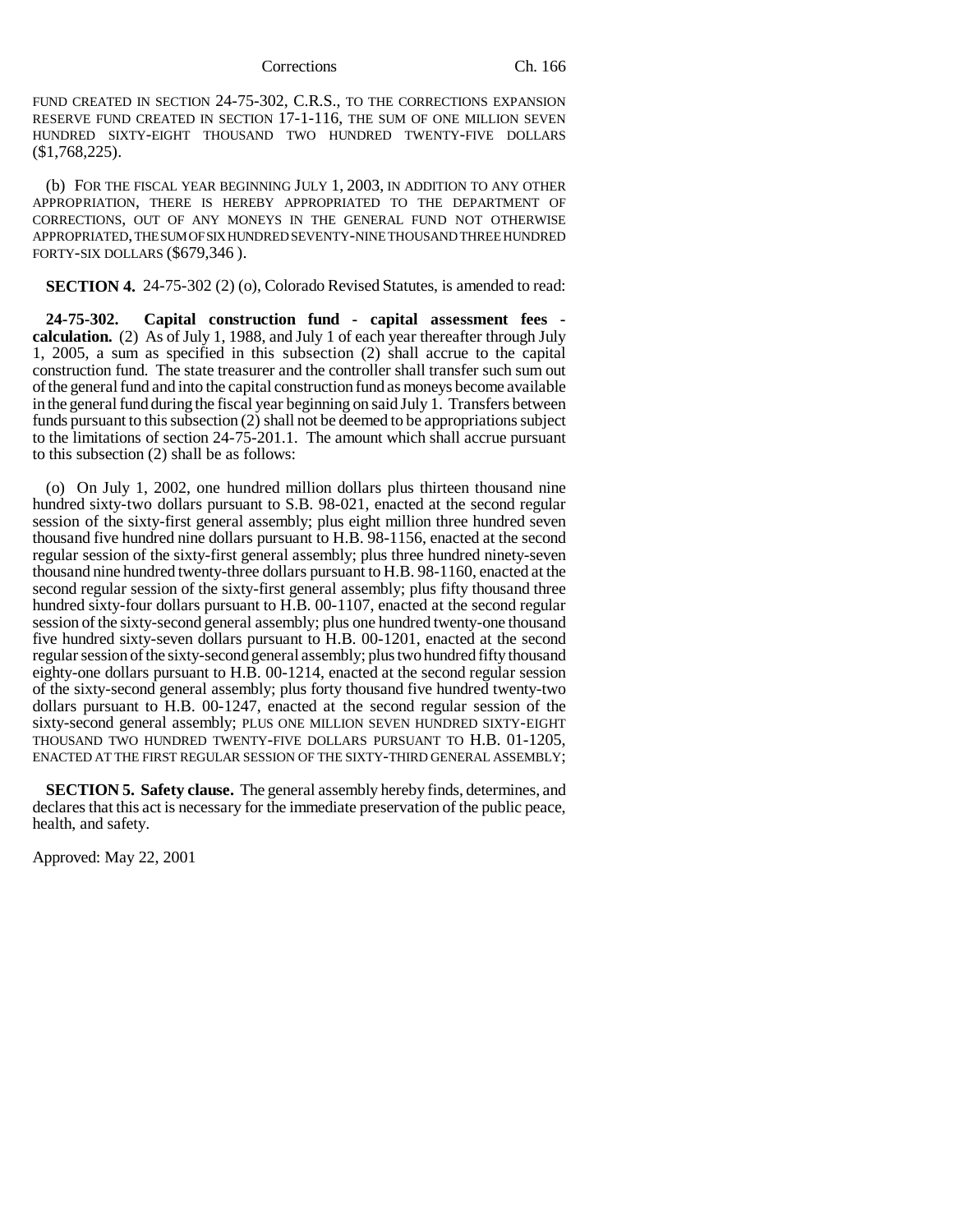FUND CREATED IN SECTION 24-75-302, C.R.S., TO THE CORRECTIONS EXPANSION RESERVE FUND CREATED IN SECTION 17-1-116, THE SUM OF ONE MILLION SEVEN HUNDRED SIXTY-EIGHT THOUSAND TWO HUNDRED TWENTY-FIVE DOLLARS ($1,768,225).

(b) FOR THE FISCAL YEAR BEGINNING JULY 1, 2003, IN ADDITION TO ANY OTHER APPROPRIATION, THERE IS HEREBY APPROPRIATED TO THE DEPARTMENT OF CORRECTIONS, OUT OF ANY MONEYS IN THE GENERAL FUND NOT OTHERWISE APPROPRIATED, THE SUM OF SIX HUNDRED SEVENTY-NINE THOUSAND THREE HUNDRED FORTY-SIX DOLLARS ($679,346 ).

**SECTION 4.** 24-75-302 (2) (o), Colorado Revised Statutes, is amended to read:

**24-75-302. Capital construction fund - capital assessment fees - calculation.** (2) As of July 1, 1988, and July 1 of each year thereafter through July 1, 2005, a sum as specified in this subsection (2) shall accrue to the capital construction fund. The state treasurer and the controller shall transfer such sum out of the general fund and into the capital construction fund as moneys become available in the general fund during the fiscal year beginning on said July 1. Transfers between funds pursuant to this subsection (2) shall not be deemed to be appropriations subject to the limitations of section 24-75-201.1. The amount which shall accrue pursuant to this subsection (2) shall be as follows:

(o) On July 1, 2002, one hundred million dollars plus thirteen thousand nine hundred sixty-two dollars pursuant to S.B. 98-021, enacted at the second regular session of the sixty-first general assembly; plus eight million three hundred seven thousand five hundred nine dollars pursuant to H.B. 98-1156, enacted at the second regular session of the sixty-first general assembly; plus three hundred ninety-seven thousand nine hundred twenty-three dollars pursuant to H.B. 98-1160, enacted at the second regular session of the sixty-first general assembly; plus fifty thousand three hundred sixty-four dollars pursuant to H.B. 00-1107, enacted at the second regular session of the sixty-second general assembly; plus one hundred twenty-one thousand five hundred sixty-seven dollars pursuant to H.B. 00-1201, enacted at the second regular session of the sixty-second general assembly; plus two hundred fifty thousand eighty-one dollars pursuant to H.B. 00-1214, enacted at the second regular session of the sixty-second general assembly; plus forty thousand five hundred twenty-two dollars pursuant to H.B. 00-1247, enacted at the second regular session of the sixty-second general assembly; PLUS ONE MILLION SEVEN HUNDRED SIXTY-EIGHT THOUSAND TWO HUNDRED TWENTY-FIVE DOLLARS PURSUANT TO H.B. 01-1205, ENACTED AT THE FIRST REGULAR SESSION OF THE SIXTY-THIRD GENERAL ASSEMBLY;

**SECTION 5. Safety clause.** The general assembly hereby finds, determines, and declares that this act is necessary for the immediate preservation of the public peace, health, and safety.

Approved: May 22, 2001